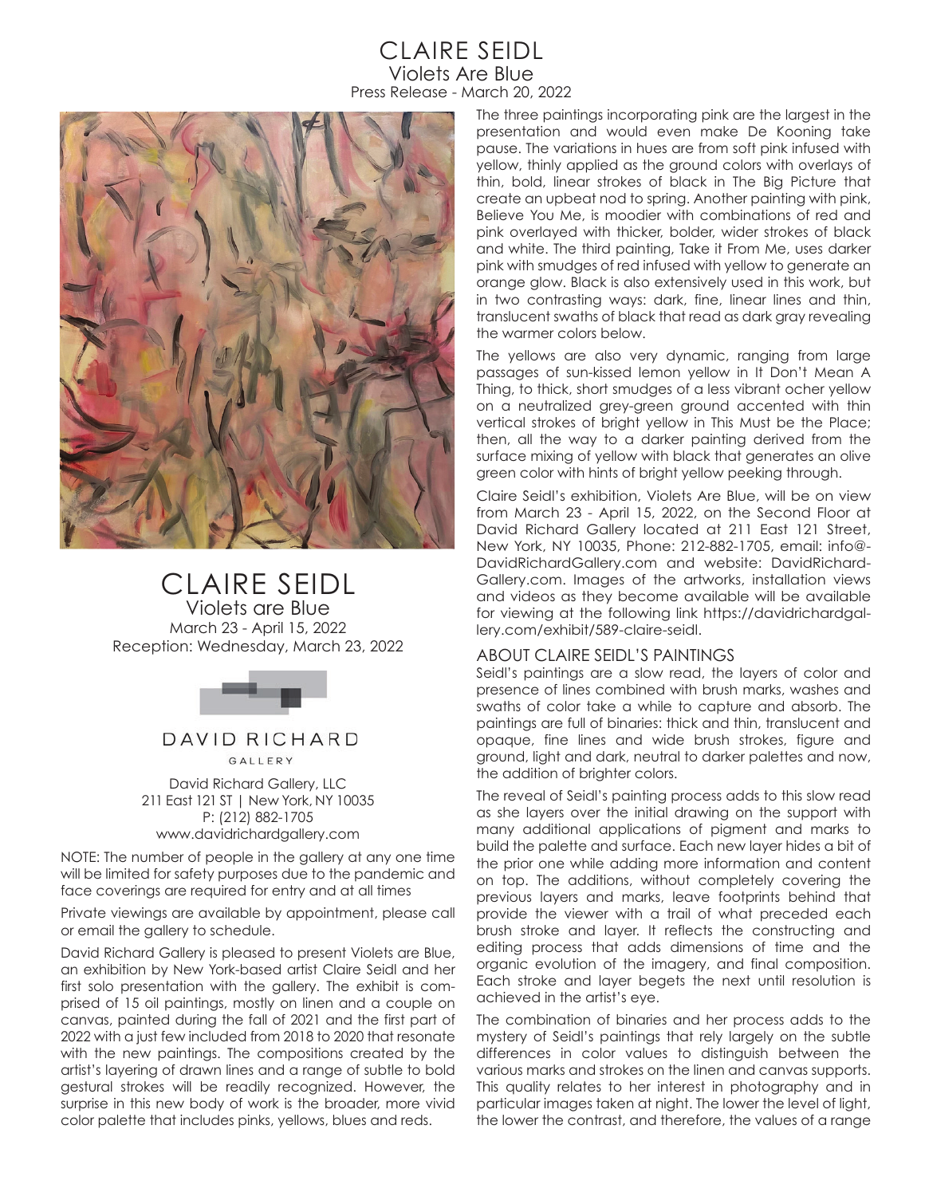# CLAIRE SEIDL

## Violets Are Blue

Press Release - March 20, 2022

# CLAIRE SEIDL

## Violets are Blue

March 23 - April 15, 2022

Reception: Wednesday, March 23, 2022

DAVID RICHARD

GALLERY

David Richard Gallery, LLC
211 East 121 ST | New York, NY 10035
P: (212) 882-1705
www.davidrichardgallery.com

NOTE: The number of people in the gallery at any one time will be limited for safety purposes due to the pandemic and face coverings are required for entry and at all times

Private viewings are available by appointment, please call or email the gallery to schedule.

David Richard Gallery is pleased to present Violets are Blue, an exhibition by New York-based artist Claire Seidl and her first solo presentation with the gallery. The exhibit is comprised of 15 oil paintings, mostly on linen and a couple on canvas, painted during the fall of 2021 and the first part of 2022 with a just few included from 2018 to 2020 that resonate with the new paintings. The compositions created by the artist's layering of drawn lines and a range of subtle to bold gestural strokes will be readily recognized. However, the surprise in this new body of work is the broader, more vivid color palette that includes pinks, yellows, blues and reds.

The three paintings incorporating pink are the largest in the presentation and would even make De Kooning take pause. The variations in hues are from soft pink infused with yellow, thinly applied as the ground colors with overlays of thin, bold, linear strokes of black in The Big Picture that create an upbeat nod to spring. Another painting with pink, Believe You Me, is moodier with combinations of red and pink overlayed with thicker, bolder, wider strokes of black and white. The third painting, Take it From Me, uses darker pink with smudges of red infused with yellow to generate an orange glow. Black is also extensively used in this work, but in two contrasting ways: dark, fine, linear lines and thin, translucent swaths of black that read as dark gray revealing the warmer colors below.

The yellows are also very dynamic, ranging from large passages of sun-kissed lemon yellow in It Don't Mean A Thing, to thick, short smudges of a less vibrant ocher yellow on a neutralized grey-green ground accented with thin vertical strokes of bright yellow in This Must be the Place; then, all the way to a darker painting derived from the surface mixing of yellow with black that generates an olive green color with hints of bright yellow peeking through.

Claire Seidl's exhibition, Violets Are Blue, will be on view from March 23 - April 15, 2022, on the Second Floor at David Richard Gallery located at 211 East 121 Street, New York, NY 10035, Phone: 212-882-1705, email: info@DavidRichardGallery.com and website: DavidRichardGallery.com. Images of the artworks, installation views and videos as they become available will be available for viewing at the following link https://davidrichardgallery.com/exhibit/589-claire-seidl.

### ABOUT CLAIRE SEIDL'S PAINTINGS

Seidl's paintings are a slow read, the layers of color and presence of lines combined with brush marks, washes and swaths of color take a while to capture and absorb. The paintings are full of binaries: thick and thin, translucent and opaque, fine lines and wide brush strokes, figure and ground, light and dark, neutral to darker palettes and now, the addition of brighter colors.

The reveal of Seidl's painting process adds to this slow read as she layers over the initial drawing on the support with many additional applications of pigment and marks to build the palette and surface. Each new layer hides a bit of the prior one while adding more information and content on top. The additions, without completely covering the previous layers and marks, leave footprints behind that provide the viewer with a trail of what preceded each brush stroke and layer. It reflects the constructing and editing process that adds dimensions of time and the organic evolution of the imagery, and final composition. Each stroke and layer begets the next until resolution is achieved in the artist's eye.

The combination of binaries and her process adds to the mystery of Seidl's paintings that rely largely on the subtle differences in color values to distinguish between the various marks and strokes on the linen and canvas supports. This quality relates to her interest in photography and in particular images taken at night. The lower the level of light, the lower the contrast, and therefore, the values of a range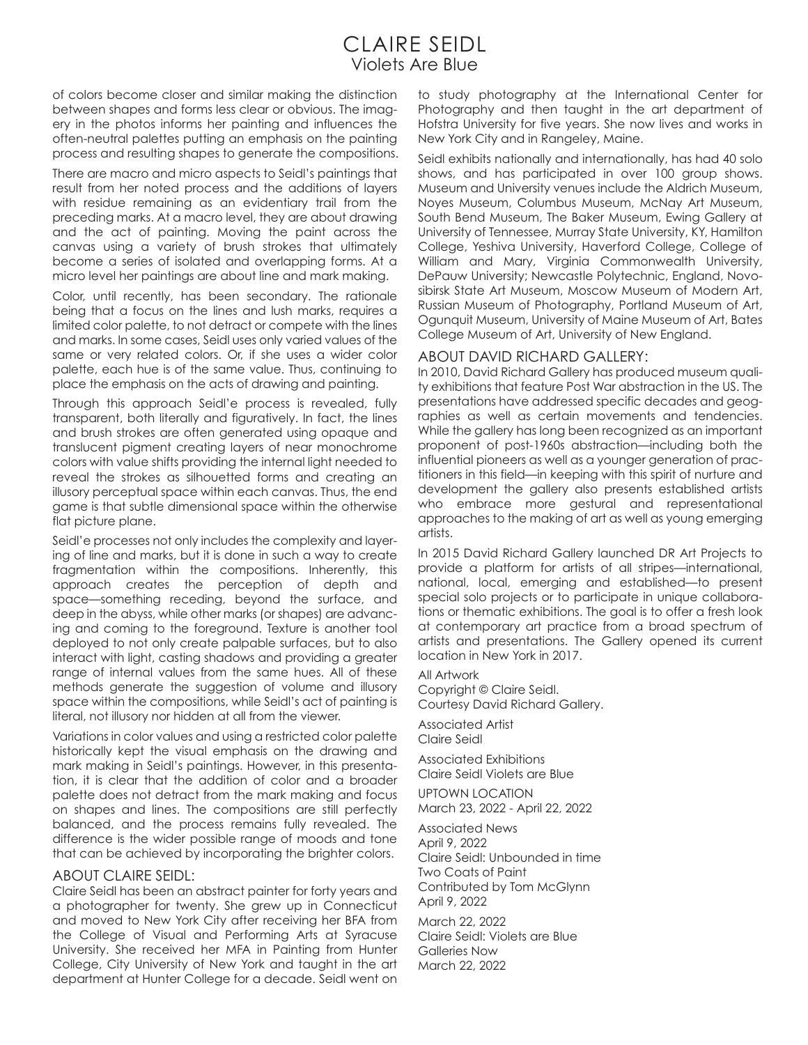of colors become closer and similar making the distinction between shapes and forms less clear or obvious. The imagery in the photos informs her painting and influences the often-neutral palettes putting an emphasis on the painting process and resulting shapes to generate the compositions.

There are macro and micro aspects to Seidl's paintings that result from her noted process and the additions of layers with residue remaining as an evidentiary trail from the preceding marks. At a macro level, they are about drawing and the act of painting. Moving the paint across the canvas using a variety of brush strokes that ultimately become a series of isolated and overlapping forms. At a micro level her paintings are about line and mark making.

Color, until recently, has been secondary. The rationale being that a focus on the lines and lush marks, requires a limited color palette, to not detract or compete with the lines and marks. In some cases, Seidl uses only varied values of the same or very related colors. Or, if she uses a wider color palette, each hue is of the same value. Thus, continuing to place the emphasis on the acts of drawing and painting.

Through this approach Seidl'e process is revealed, fully transparent, both literally and figuratively. In fact, the lines and brush strokes are often generated using opaque and translucent pigment creating layers of near monochrome colors with value shifts providing the internal light needed to reveal the strokes as silhouetted forms and creating an illusory perceptual space within each canvas. Thus, the end game is that subtle dimensional space within the otherwise flat picture plane.

Seidl'e processes not only includes the complexity and layering of line and marks, but it is done in such a way to create fragmentation within the compositions. Inherently, this approach creates the perception of depth and space—something receding, beyond the surface, and deep in the abyss, while other marks (or shapes) are advancing and coming to the foreground. Texture is another tool deployed to not only create palpable surfaces, but to also interact with light, casting shadows and providing a greater range of internal values from the same hues. All of these methods generate the suggestion of volume and illusory space within the compositions, while Seidl's act of painting is literal, not illusory nor hidden at all from the viewer.

Variations in color values and using a restricted color palette historically kept the visual emphasis on the drawing and mark making in Seidl's paintings. However, in this presentation, it is clear that the addition of color and a broader palette does not detract from the mark making and focus on shapes and lines. The compositions are still perfectly balanced, and the process remains fully revealed. The difference is the wider possible range of moods and tone that can be achieved by incorporating the brighter colors.

## ABOUT CLAIRE SEIDL:

Claire Seidl has been an abstract painter for forty years and a photographer for twenty. She grew up in Connecticut and moved to New York City after receiving her BFA from the College of Visual and Performing Arts at Syracuse University. She received her MFA in Painting from Hunter College, City University of New York and taught in the art department at Hunter College for a decade. Seidl went on to study photography at the International Center for Photography and then taught in the art department of Hofstra University for five years. She now lives and works in New York City and in Rangeley, Maine.

Seidl exhibits nationally and internationally, has had 40 solo shows, and has participated in over 100 group shows. Museum and University venues include the Aldrich Museum, Noyes Museum, Columbus Museum, McNay Art Museum, South Bend Museum, The Baker Museum, Ewing Gallery at University of Tennessee, Murray State University, KY, Hamilton College, Yeshiva University, Haverford College, College of William and Mary, Virginia Commonwealth University, DePauw University; Newcastle Polytechnic, England, Novosibirsk State Art Museum, Moscow Museum of Modern Art, Russian Museum of Photography, Portland Museum of Art, Ogunquit Museum, University of Maine Museum of Art, Bates College Museum of Art, University of New England.

## ABOUT DAVID RICHARD GALLERY:

In 2010, David Richard Gallery has produced museum quality exhibitions that feature Post War abstraction in the US. The presentations have addressed specific decades and geographies as well as certain movements and tendencies. While the gallery has long been recognized as an important proponent of post-1960s abstraction—including both the influential pioneers as well as a younger generation of practitioners in this field—in keeping with this spirit of nurture and development the gallery also presents established artists who embrace more gestural and representational approaches to the making of art as well as young emerging artists.

In 2015 David Richard Gallery launched DR Art Projects to provide a platform for artists of all stripes—international, national, local, emerging and established—to present special solo projects or to participate in unique collaborations or thematic exhibitions. The goal is to offer a fresh look at contemporary art practice from a broad spectrum of artists and presentations. The Gallery opened its current location in New York in 2017.

All Artwork
Copyright © Claire Seidl.
Courtesy David Richard Gallery.

Associated Artist
Claire Seidl

Associated Exhibitions
Claire Seidl Violets are Blue

UPTOWN LOCATION
March 23, 2022 - April 22, 2022

Associated News
April 9, 2022
Claire Seidl: Unbounded in time
Two Coats of Paint
Contributed by Tom McGlynn
April 9, 2022

March 22, 2022
Claire Seidl: Violets are Blue
Galleries Now
March 22, 2022